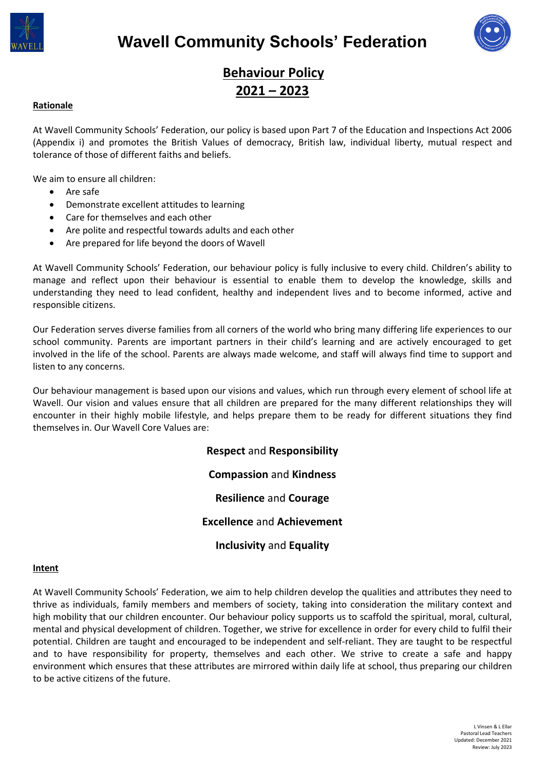# Wavell Community Schools' Federation

## Behaviour Policy
## 2021 – 2023

**Rationale**

At Wavell Community Schools' Federation, our policy is based upon Part 7 of the Education and Inspections Act 2006 (Appendix i) and promotes the British Values of democracy, British law, individual liberty, mutual respect and tolerance of those of different faiths and beliefs.

We aim to ensure all children:

- Are safe
- Demonstrate excellent attitudes to learning
- Care for themselves and each other
- Are polite and respectful towards adults and each other
- Are prepared for life beyond the doors of Wavell

At Wavell Community Schools' Federation, our behaviour policy is fully inclusive to every child. Children's ability to manage and reflect upon their behaviour is essential to enable them to develop the knowledge, skills and understanding they need to lead confident, healthy and independent lives and to become informed, active and responsible citizens.

Our Federation serves diverse families from all corners of the world who bring many differing life experiences to our school community. Parents are important partners in their child's learning and are actively encouraged to get involved in the life of the school. Parents are always made welcome, and staff will always find time to support and listen to any concerns.

Our behaviour management is based upon our visions and values, which run through every element of school life at Wavell. Our vision and values ensure that all children are prepared for the many different relationships they will encounter in their highly mobile lifestyle, and helps prepare them to be ready for different situations they find themselves in. Our Wavell Core Values are:

**Respect** and **Responsibility**

**Compassion** and **Kindness**

**Resilience** and **Courage**

**Excellence** and **Achievement**

**Inclusivity** and **Equality**

**Intent**

At Wavell Community Schools' Federation, we aim to help children develop the qualities and attributes they need to thrive as individuals, family members and members of society, taking into consideration the military context and high mobility that our children encounter. Our behaviour policy supports us to scaffold the spiritual, moral, cultural, mental and physical development of children. Together, we strive for excellence in order for every child to fulfil their potential. Children are taught and encouraged to be independent and self-reliant. They are taught to be respectful and to have responsibility for property, themselves and each other. We strive to create a safe and happy environment which ensures that these attributes are mirrored within daily life at school, thus preparing our children to be active citizens of the future.

L Vinsen & L Ellar
Pastoral Lead Teachers
Updated: December 2021
Review: July 2023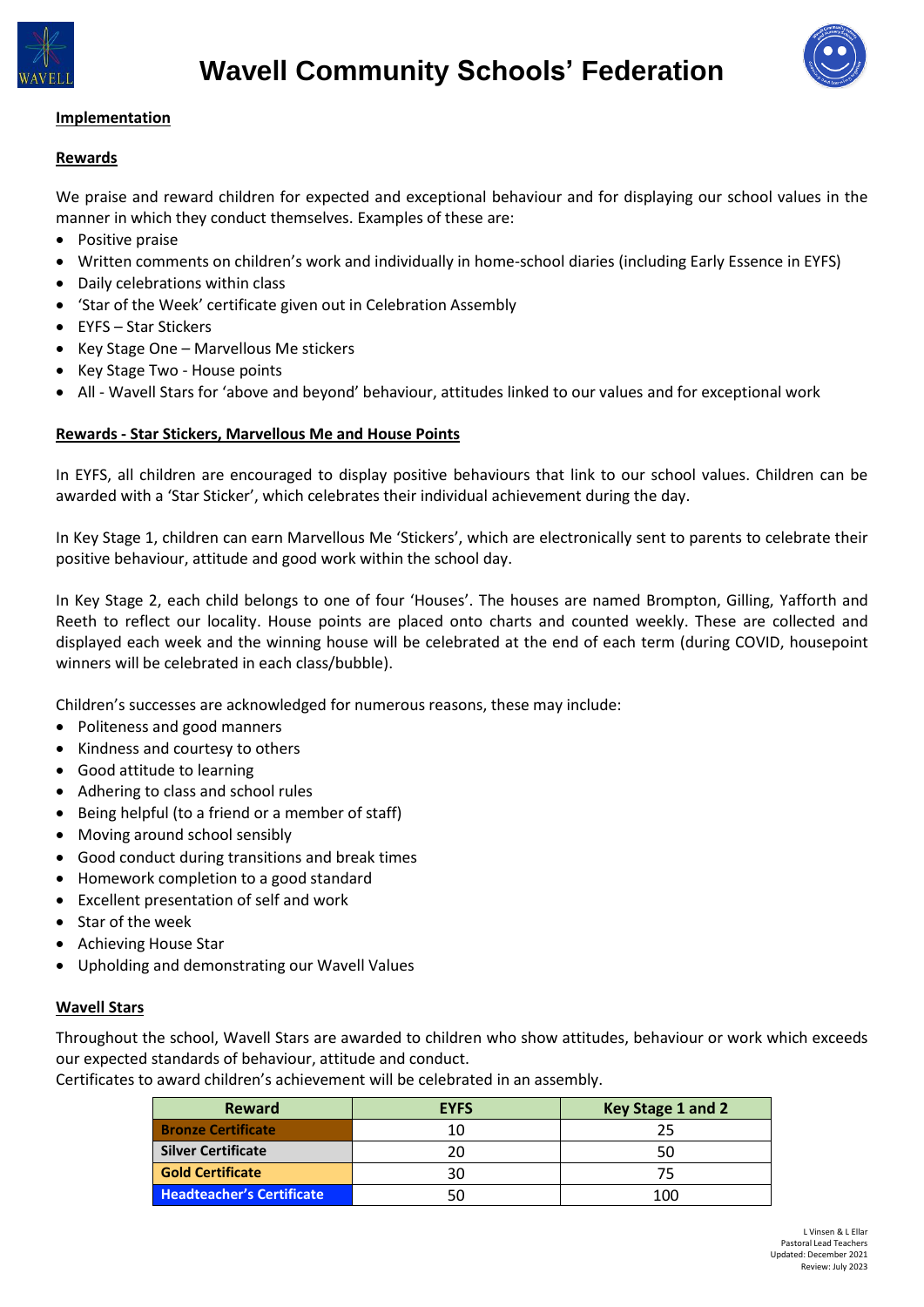## Implementation

### Rewards

We praise and reward children for expected and exceptional behaviour and for displaying our school values in the manner in which they conduct themselves. Examples of these are:

- Positive praise
- Written comments on children's work and individually in home-school diaries (including Early Essence in EYFS)
- Daily celebrations within class
- 'Star of the Week' certificate given out in Celebration Assembly
- EYFS – Star Stickers
- Key Stage One – Marvellous Me stickers
- Key Stage Two - House points
- All - Wavell Stars for 'above and beyond' behaviour, attitudes linked to our values and for exceptional work

### Rewards - Star Stickers, Marvellous Me and House Points

In EYFS, all children are encouraged to display positive behaviours that link to our school values. Children can be awarded with a 'Star Sticker', which celebrates their individual achievement during the day.

In Key Stage 1, children can earn Marvellous Me 'Stickers', which are electronically sent to parents to celebrate their positive behaviour, attitude and good work within the school day.

In Key Stage 2, each child belongs to one of four 'Houses'. The houses are named Brompton, Gilling, Yafforth and Reeth to reflect our locality. House points are placed onto charts and counted weekly. These are collected and displayed each week and the winning house will be celebrated at the end of each term (during COVID, housepoint winners will be celebrated in each class/bubble).

Children's successes are acknowledged for numerous reasons, these may include:

- Politeness and good manners
- Kindness and courtesy to others
- Good attitude to learning
- Adhering to class and school rules
- Being helpful (to a friend or a member of staff)
- Moving around school sensibly
- Good conduct during transitions and break times
- Homework completion to a good standard
- Excellent presentation of self and work
- Star of the week
- Achieving House Star
- Upholding and demonstrating our Wavell Values

### Wavell Stars

Throughout the school, Wavell Stars are awarded to children who show attitudes, behaviour or work which exceeds our expected standards of behaviour, attitude and conduct.
Certificates to award children's achievement will be celebrated in an assembly.

| Reward | EYFS | Key Stage 1 and 2 |
|---|---|---|
| **Bronze Certificate** | 10 | 25 |
| **Silver Certificate** | 20 | 50 |
| **Gold Certificate** | 30 | 75 |
| **Headteacher's Certificate** | 50 | 100 |

L Vinsen & L Ellar
Pastoral Lead Teachers
Updated: December 2021
Review: July 2023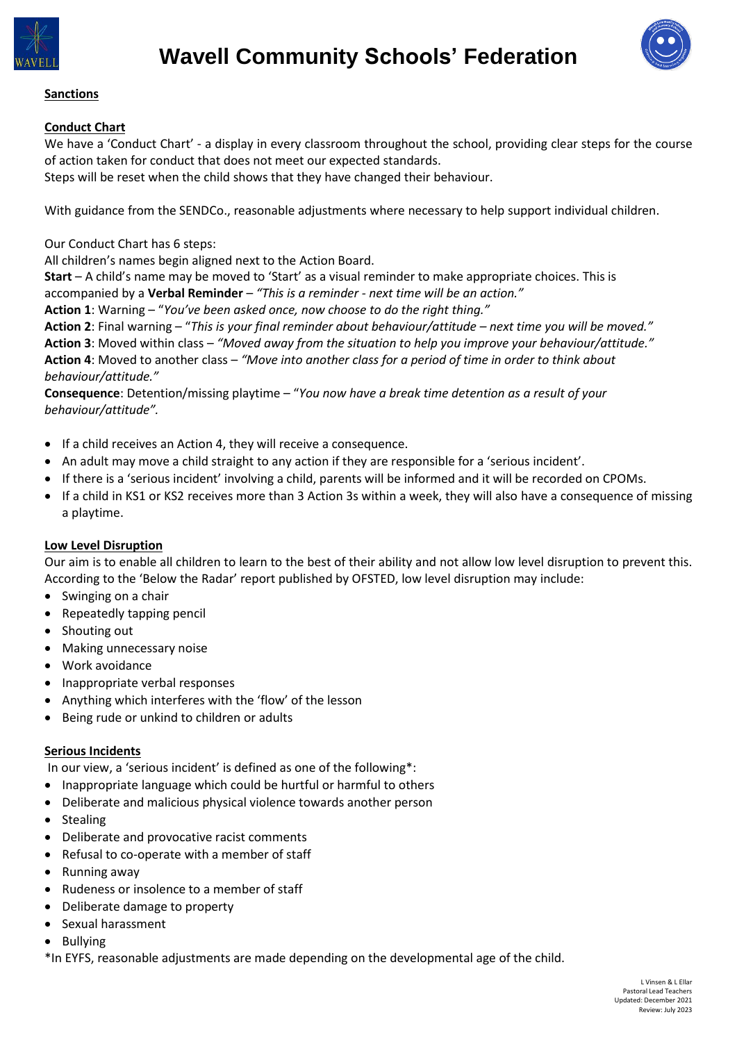## Sanctions

### Conduct Chart

We have a 'Conduct Chart' - a display in every classroom throughout the school, providing clear steps for the course of action taken for conduct that does not meet our expected standards.
Steps will be reset when the child shows that they have changed their behaviour.

With guidance from the SENDCo., reasonable adjustments where necessary to help support individual children.

Our Conduct Chart has 6 steps:
All children's names begin aligned next to the Action Board.
**Start** – A child's name may be moved to 'Start' as a visual reminder to make appropriate choices. This is accompanied by a **Verbal Reminder** – *"This is a reminder - next time will be an action."*
**Action 1**: Warning – "*You've been asked once, now choose to do the right thing."*
**Action 2**: Final warning – "*This is your final reminder about behaviour/attitude – next time you will be moved."*
**Action 3**: Moved within class – *"Moved away from the situation to help you improve your behaviour/attitude."*
**Action 4**: Moved to another class – *"Move into another class for a period of time in order to think about behaviour/attitude."*
**Consequence**: Detention/missing playtime – "*You now have a break time detention as a result of your behaviour/attitude".*

- If a child receives an Action 4, they will receive a consequence.
- An adult may move a child straight to any action if they are responsible for a 'serious incident'.
- If there is a 'serious incident' involving a child, parents will be informed and it will be recorded on CPOMs.
- If a child in KS1 or KS2 receives more than 3 Action 3s within a week, they will also have a consequence of missing a playtime.

### Low Level Disruption

Our aim is to enable all children to learn to the best of their ability and not allow low level disruption to prevent this. According to the 'Below the Radar' report published by OFSTED, low level disruption may include:

- Swinging on a chair
- Repeatedly tapping pencil
- Shouting out
- Making unnecessary noise
- Work avoidance
- Inappropriate verbal responses
- Anything which interferes with the 'flow' of the lesson
- Being rude or unkind to children or adults

### Serious Incidents

In our view, a 'serious incident' is defined as one of the following*:

- Inappropriate language which could be hurtful or harmful to others
- Deliberate and malicious physical violence towards another person
- Stealing
- Deliberate and provocative racist comments
- Refusal to co-operate with a member of staff
- Running away
- Rudeness or insolence to a member of staff
- Deliberate damage to property
- Sexual harassment
- Bullying

*In EYFS, reasonable adjustments are made depending on the developmental age of the child.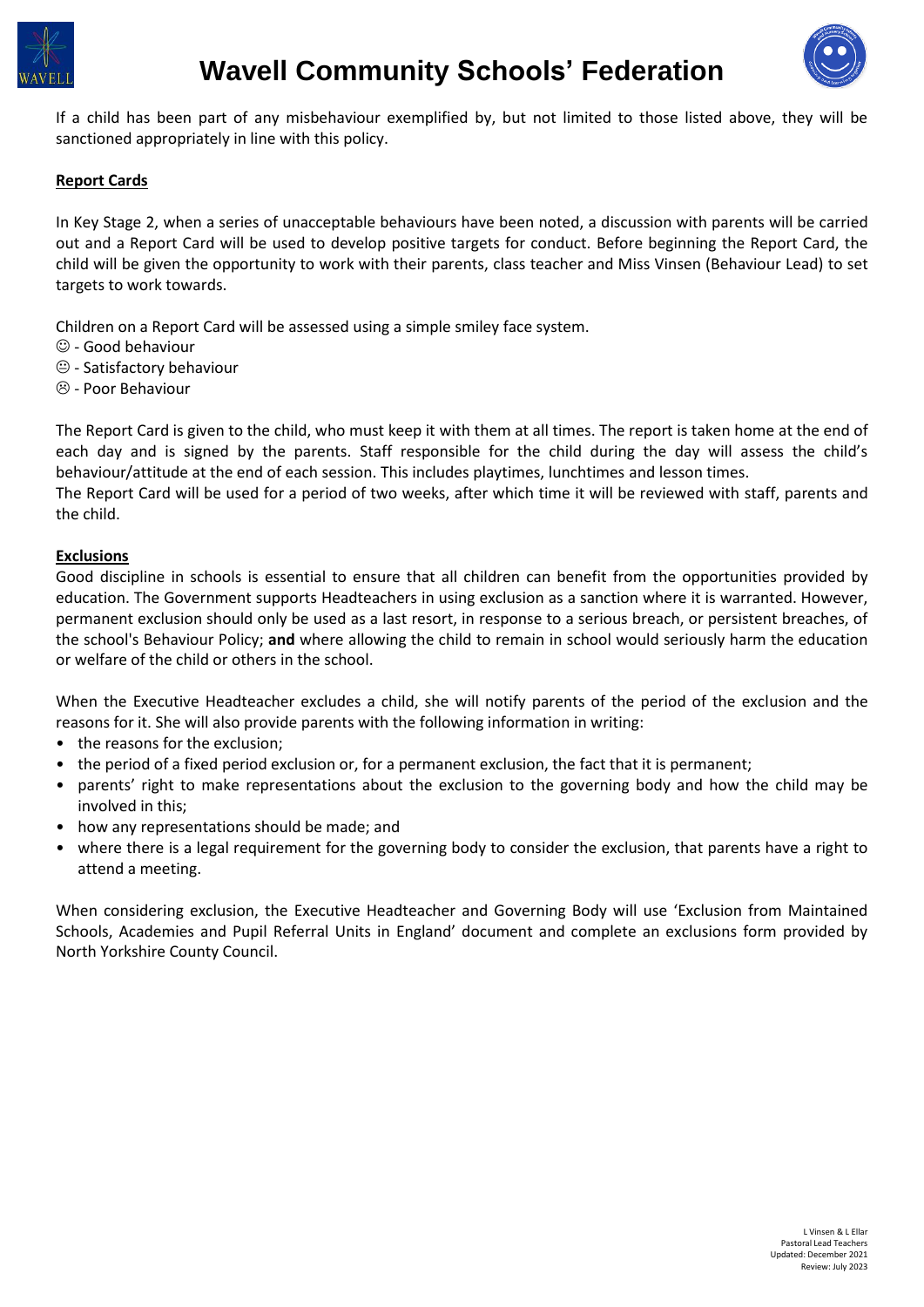If a child has been part of any misbehaviour exemplified by, but not limited to those listed above, they will be sanctioned appropriately in line with this policy.

## Report Cards

In Key Stage 2, when a series of unacceptable behaviours have been noted, a discussion with parents will be carried out and a Report Card will be used to develop positive targets for conduct. Before beginning the Report Card, the child will be given the opportunity to work with their parents, class teacher and Miss Vinsen (Behaviour Lead) to set targets to work towards.

Children on a Report Card will be assessed using a simple smiley face system.
☺ - Good behaviour
😐 - Satisfactory behaviour
☹ - Poor Behaviour

The Report Card is given to the child, who must keep it with them at all times. The report is taken home at the end of each day and is signed by the parents. Staff responsible for the child during the day will assess the child's behaviour/attitude at the end of each session. This includes playtimes, lunchtimes and lesson times.
The Report Card will be used for a period of two weeks, after which time it will be reviewed with staff, parents and the child.

## Exclusions

Good discipline in schools is essential to ensure that all children can benefit from the opportunities provided by education. The Government supports Headteachers in using exclusion as a sanction where it is warranted. However, permanent exclusion should only be used as a last resort, in response to a serious breach, or persistent breaches, of the school's Behaviour Policy; **and** where allowing the child to remain in school would seriously harm the education or welfare of the child or others in the school.

When the Executive Headteacher excludes a child, she will notify parents of the period of the exclusion and the reasons for it. She will also provide parents with the following information in writing:

- the reasons for the exclusion;
- the period of a fixed period exclusion or, for a permanent exclusion, the fact that it is permanent;
- parents' right to make representations about the exclusion to the governing body and how the child may be involved in this;
- how any representations should be made; and
- where there is a legal requirement for the governing body to consider the exclusion, that parents have a right to attend a meeting.

When considering exclusion, the Executive Headteacher and Governing Body will use 'Exclusion from Maintained Schools, Academies and Pupil Referral Units in England' document and complete an exclusions form provided by North Yorkshire County Council.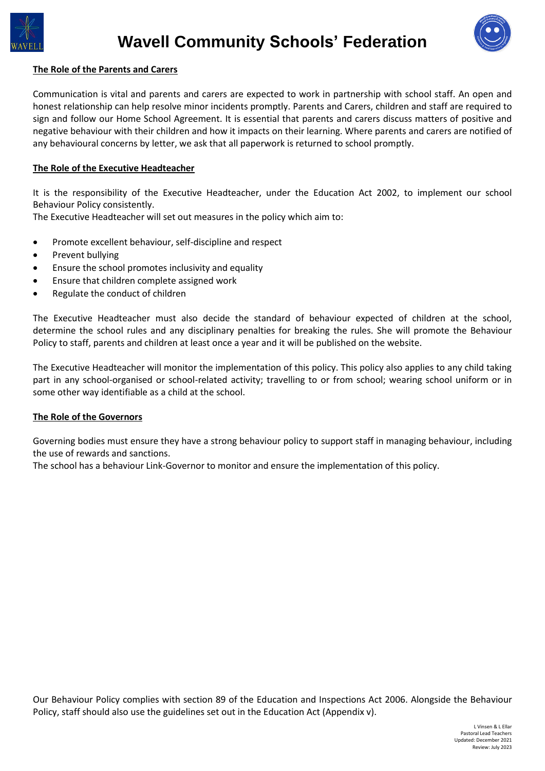### The Role of the Parents and Carers

Communication is vital and parents and carers are expected to work in partnership with school staff. An open and honest relationship can help resolve minor incidents promptly. Parents and Carers, children and staff are required to sign and follow our Home School Agreement. It is essential that parents and carers discuss matters of positive and negative behaviour with their children and how it impacts on their learning. Where parents and carers are notified of any behavioural concerns by letter, we ask that all paperwork is returned to school promptly.

### The Role of the Executive Headteacher

It is the responsibility of the Executive Headteacher, under the Education Act 2002, to implement our school Behaviour Policy consistently.
The Executive Headteacher will set out measures in the policy which aim to:

- Promote excellent behaviour, self-discipline and respect
- Prevent bullying
- Ensure the school promotes inclusivity and equality
- Ensure that children complete assigned work
- Regulate the conduct of children

The Executive Headteacher must also decide the standard of behaviour expected of children at the school, determine the school rules and any disciplinary penalties for breaking the rules. She will promote the Behaviour Policy to staff, parents and children at least once a year and it will be published on the website.

The Executive Headteacher will monitor the implementation of this policy. This policy also applies to any child taking part in any school-organised or school-related activity; travelling to or from school; wearing school uniform or in some other way identifiable as a child at the school.

### The Role of the Governors

Governing bodies must ensure they have a strong behaviour policy to support staff in managing behaviour, including the use of rewards and sanctions.
The school has a behaviour Link-Governor to monitor and ensure the implementation of this policy.

Our Behaviour Policy complies with section 89 of the Education and Inspections Act 2006. Alongside the Behaviour Policy, staff should also use the guidelines set out in the Education Act (Appendix v).

L Vinsen & L Ellar
Pastoral Lead Teachers
Updated: December 2021
Review: July 2023